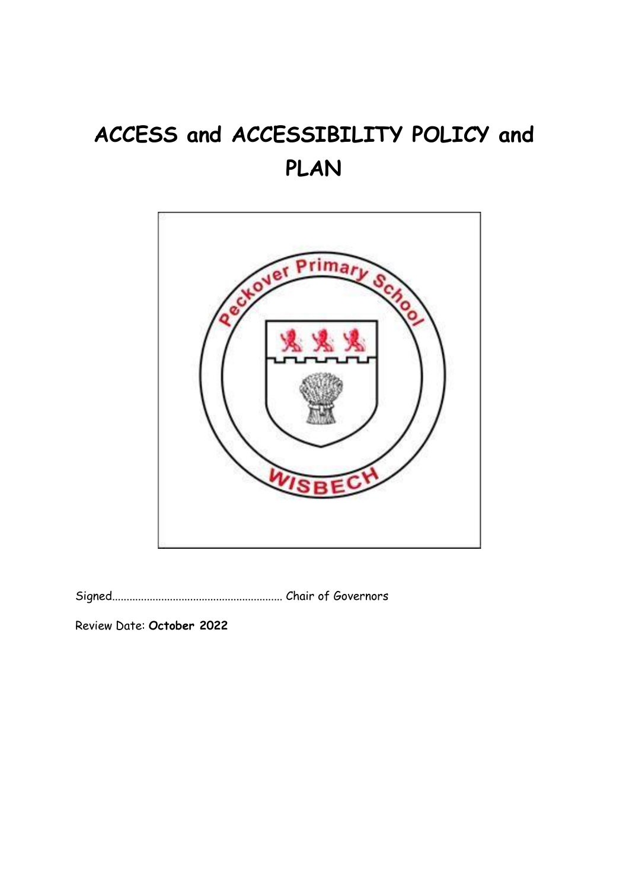# ACCESS and ACCESSIBILITY POLICY and PLAN

Signed………………………………………………… Chair of Governors

Review Date: **October 2022**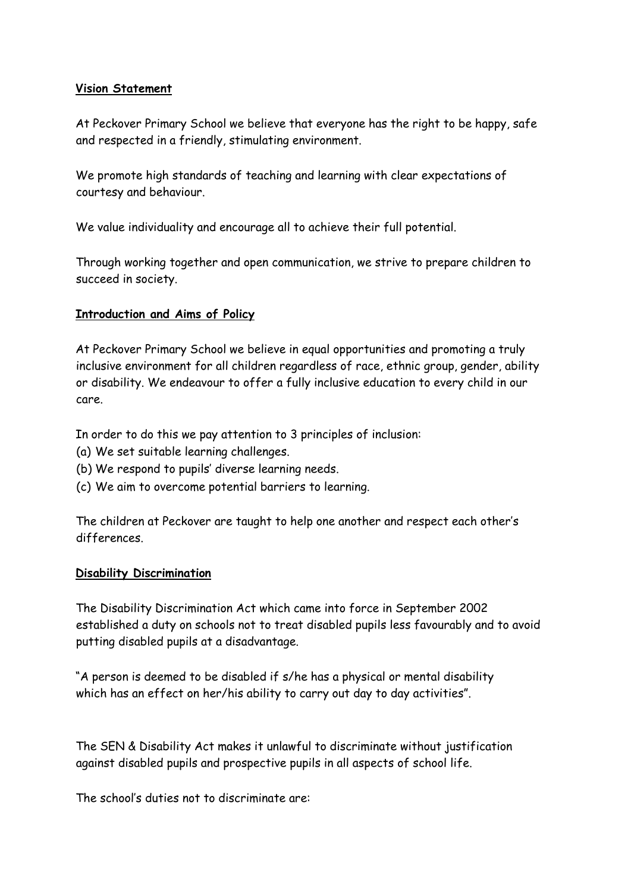**Vision Statement**

At Peckover Primary School we believe that everyone has the right to be happy, safe and respected in a friendly, stimulating environment.

We promote high standards of teaching and learning with clear expectations of courtesy and behaviour.

We value individuality and encourage all to achieve their full potential.

Through working together and open communication, we strive to prepare children to succeed in society.

**Introduction and Aims of Policy**

At Peckover Primary School we believe in equal opportunities and promoting a truly inclusive environment for all children regardless of race, ethnic group, gender, ability or disability. We endeavour to offer a fully inclusive education to every child in our care.

In order to do this we pay attention to 3 principles of inclusion:

(a) We set suitable learning challenges.
(b) We respond to pupils' diverse learning needs.
(c) We aim to overcome potential barriers to learning.

The children at Peckover are taught to help one another and respect each other's differences.

**Disability Discrimination**

The Disability Discrimination Act which came into force in September 2002 established a duty on schools not to treat disabled pupils less favourably and to avoid putting disabled pupils at a disadvantage.

"A person is deemed to be disabled if s/he has a physical or mental disability which has an effect on her/his ability to carry out day to day activities".

The SEN & Disability Act makes it unlawful to discriminate without justification against disabled pupils and prospective pupils in all aspects of school life.

The school's duties not to discriminate are: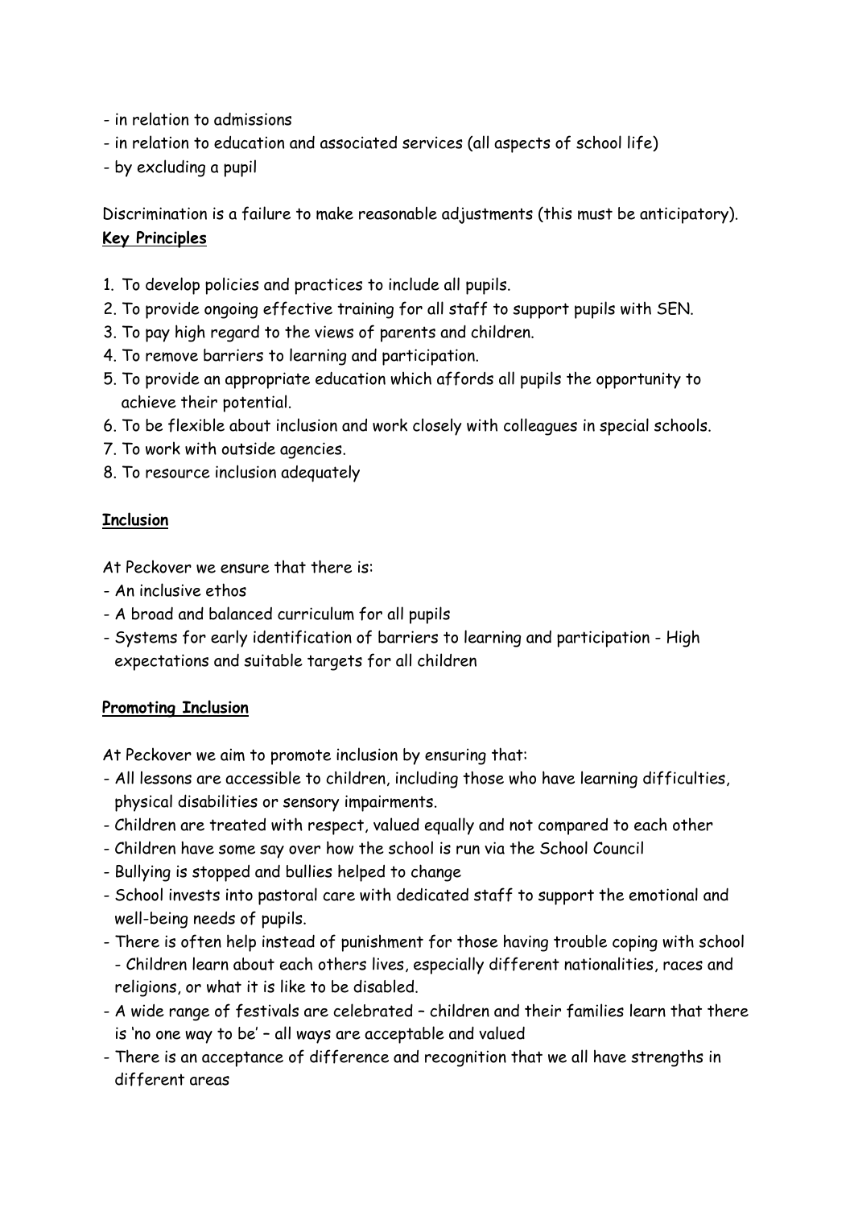- in relation to admissions
- in relation to education and associated services (all aspects of school life)
- by excluding a pupil

Discrimination is a failure to make reasonable adjustments (this must be anticipatory).

**Key Principles**

1. To develop policies and practices to include all pupils.
2. To provide ongoing effective training for all staff to support pupils with SEN.
3. To pay high regard to the views of parents and children.
4. To remove barriers to learning and participation.
5. To provide an appropriate education which affords all pupils the opportunity to achieve their potential.
6. To be flexible about inclusion and work closely with colleagues in special schools.
7. To work with outside agencies.
8. To resource inclusion adequately

**Inclusion**

At Peckover we ensure that there is:
- An inclusive ethos
- A broad and balanced curriculum for all pupils
- Systems for early identification of barriers to learning and participation - High expectations and suitable targets for all children

**Promoting Inclusion**

At Peckover we aim to promote inclusion by ensuring that:
- All lessons are accessible to children, including those who have learning difficulties, physical disabilities or sensory impairments.
- Children are treated with respect, valued equally and not compared to each other
- Children have some say over how the school is run via the School Council
- Bullying is stopped and bullies helped to change
- School invests into pastoral care with dedicated staff to support the emotional and well-being needs of pupils.
- There is often help instead of punishment for those having trouble coping with school - Children learn about each others lives, especially different nationalities, races and religions, or what it is like to be disabled.
- A wide range of festivals are celebrated – children and their families learn that there is 'no one way to be' – all ways are acceptable and valued
- There is an acceptance of difference and recognition that we all have strengths in different areas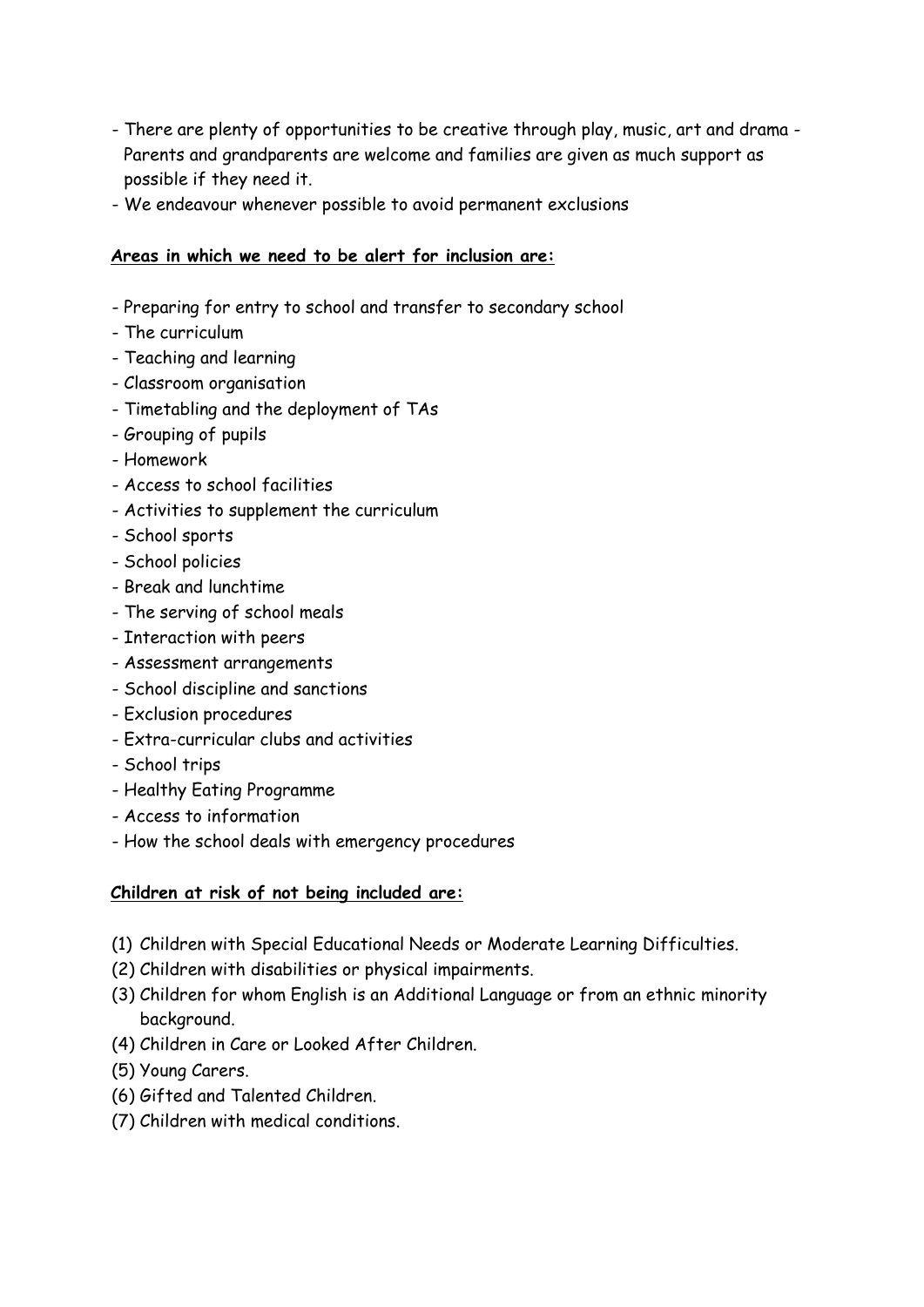- There are plenty of opportunities to be creative through play, music, art and drama - Parents and grandparents are welcome and families are given as much support as possible if they need it.
- We endeavour whenever possible to avoid permanent exclusions

**Areas in which we need to be alert for inclusion are:**

- Preparing for entry to school and transfer to secondary school
- The curriculum
- Teaching and learning
- Classroom organisation
- Timetabling and the deployment of TAs
- Grouping of pupils
- Homework
- Access to school facilities
- Activities to supplement the curriculum
- School sports
- School policies
- Break and lunchtime
- The serving of school meals
- Interaction with peers
- Assessment arrangements
- School discipline and sanctions
- Exclusion procedures
- Extra-curricular clubs and activities
- School trips
- Healthy Eating Programme
- Access to information
- How the school deals with emergency procedures

**Children at risk of not being included are:**

(1) Children with Special Educational Needs or Moderate Learning Difficulties.
(2) Children with disabilities or physical impairments.
(3) Children for whom English is an Additional Language or from an ethnic minority background.
(4) Children in Care or Looked After Children.
(5) Young Carers.
(6) Gifted and Talented Children.
(7) Children with medical conditions.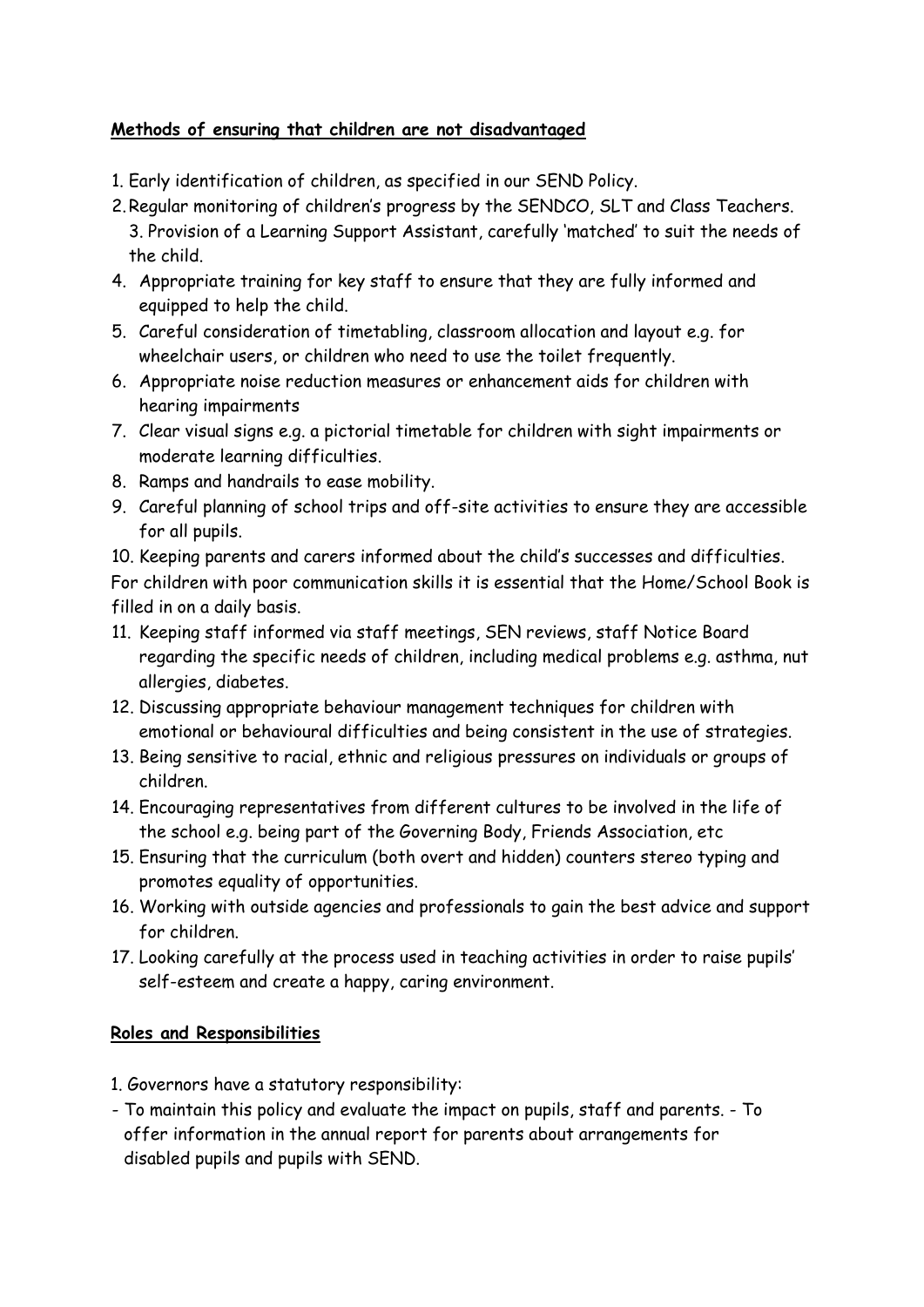**Methods of ensuring that children are not disadvantaged**

1. Early identification of children, as specified in our SEND Policy.
2. Regular monitoring of children's progress by the SENDCO, SLT and Class Teachers.
3. Provision of a Learning Support Assistant, carefully 'matched' to suit the needs of the child.
4. Appropriate training for key staff to ensure that they are fully informed and equipped to help the child.
5. Careful consideration of timetabling, classroom allocation and layout e.g. for wheelchair users, or children who need to use the toilet frequently.
6. Appropriate noise reduction measures or enhancement aids for children with hearing impairments
7. Clear visual signs e.g. a pictorial timetable for children with sight impairments or moderate learning difficulties.
8. Ramps and handrails to ease mobility.
9. Careful planning of school trips and off-site activities to ensure they are accessible for all pupils.
10. Keeping parents and carers informed about the child's successes and difficulties.

For children with poor communication skills it is essential that the Home/School Book is filled in on a daily basis.

11. Keeping staff informed via staff meetings, SEN reviews, staff Notice Board regarding the specific needs of children, including medical problems e.g. asthma, nut allergies, diabetes.
12. Discussing appropriate behaviour management techniques for children with emotional or behavioural difficulties and being consistent in the use of strategies.
13. Being sensitive to racial, ethnic and religious pressures on individuals or groups of children.
14. Encouraging representatives from different cultures to be involved in the life of the school e.g. being part of the Governing Body, Friends Association, etc
15. Ensuring that the curriculum (both overt and hidden) counters stereo typing and promotes equality of opportunities.
16. Working with outside agencies and professionals to gain the best advice and support for children.
17. Looking carefully at the process used in teaching activities in order to raise pupils' self-esteem and create a happy, caring environment.

**Roles and Responsibilities**

1. Governors have a statutory responsibility:

- To maintain this policy and evaluate the impact on pupils, staff and parents. - To offer information in the annual report for parents about arrangements for disabled pupils and pupils with SEND.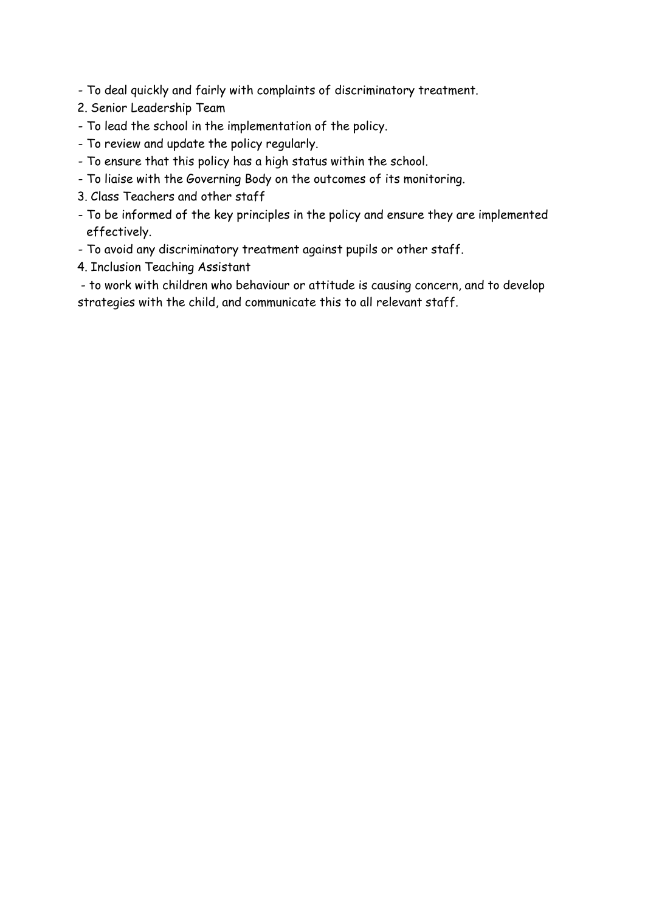- To deal quickly and fairly with complaints of discriminatory treatment.

2. Senior Leadership Team

- To lead the school in the implementation of the policy.
- To review and update the policy regularly.
- To ensure that this policy has a high status within the school.
- To liaise with the Governing Body on the outcomes of its monitoring.

3. Class Teachers and other staff

- To be informed of the key principles in the policy and ensure they are implemented effectively.
- To avoid any discriminatory treatment against pupils or other staff.

4. Inclusion Teaching Assistant

- to work with children who behaviour or attitude is causing concern, and to develop strategies with the child, and communicate this to all relevant staff.